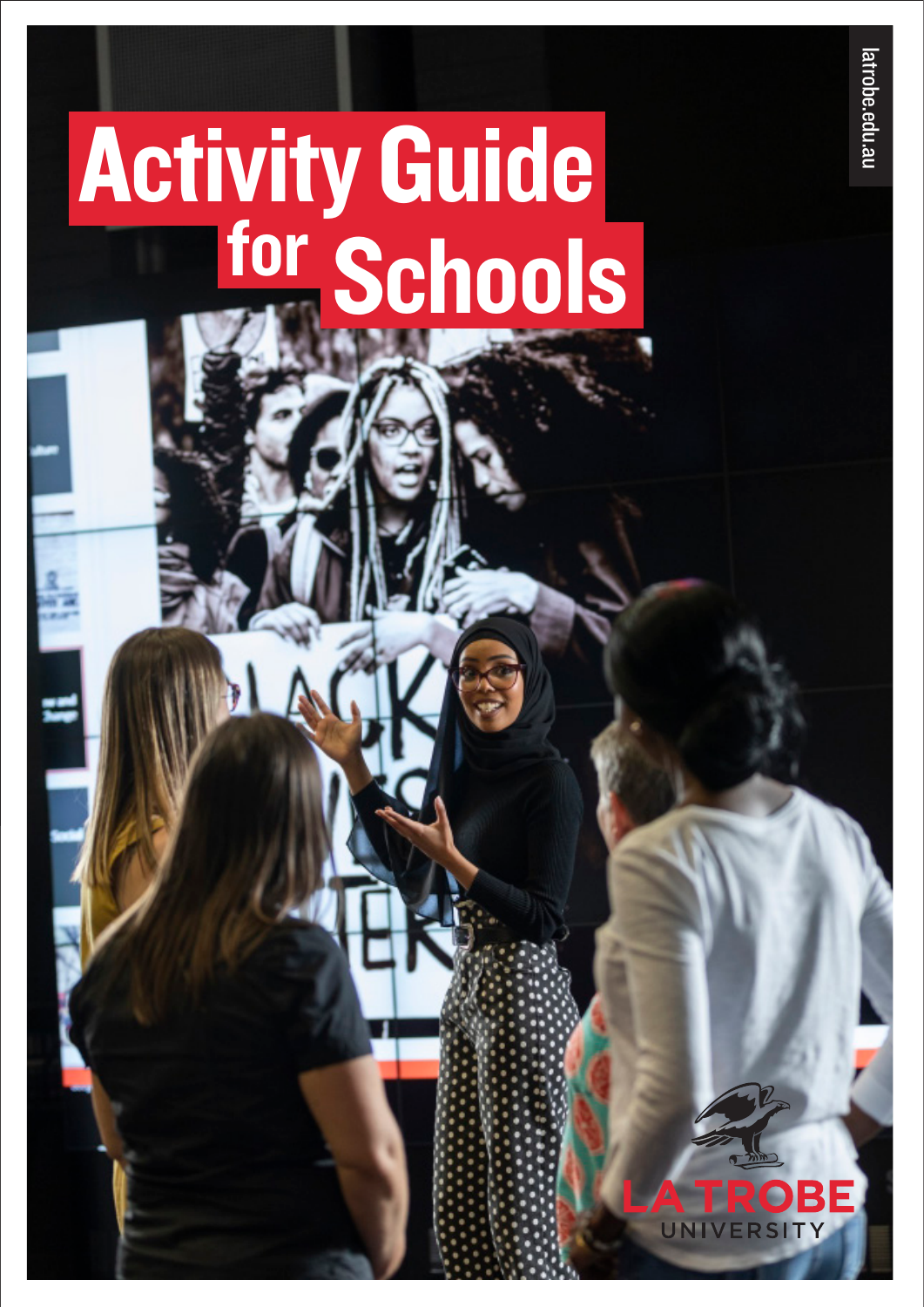# Activity Guide for Schools

latrobe.edu.au

LA TROBE UNIVERSITY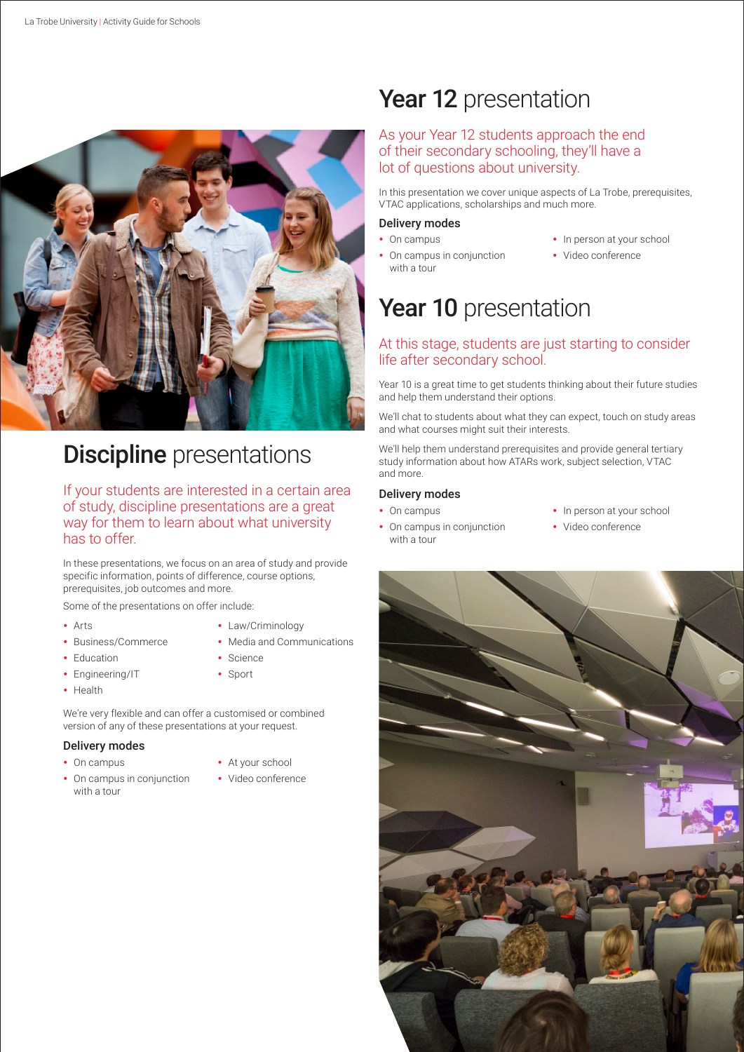## Discipline presentations

If your students are interested in a certain area of study, discipline presentations are a great way for them to learn about what university has to offer.

In these presentations, we focus on an area of study and provide specific information, points of difference, course options, prerequisites, job outcomes and more.

Some of the presentations on offer include:

- Arts
- Business/Commerce
- Education
- Engineering/IT
- Health
- Law/Criminology
- Media and Communications
- Science
- Sport

We're very flexible and can offer a customised or combined version of any of these presentations at your request.

### Delivery modes

- On campus
- On campus in conjunction with a tour
- At your school
- Video conference

## Year 12 presentation

As your Year 12 students approach the end of their secondary schooling, they'll have a lot of questions about university.

In this presentation we cover unique aspects of La Trobe, prerequisites, VTAC applications, scholarships and much more.

### Delivery modes

- On campus
- On campus in conjunction with a tour
- In person at your school
- Video conference

## Year 10 presentation

At this stage, students are just starting to consider life after secondary school.

Year 10 is a great time to get students thinking about their future studies and help them understand their options.

We'll chat to students about what they can expect, touch on study areas and what courses might suit their interests.

We'll help them understand prerequisites and provide general tertiary study information about how ATARs work, subject selection, VTAC and more.

### Delivery modes

- On campus
- On campus in conjunction with a tour
- In person at your school
- Video conference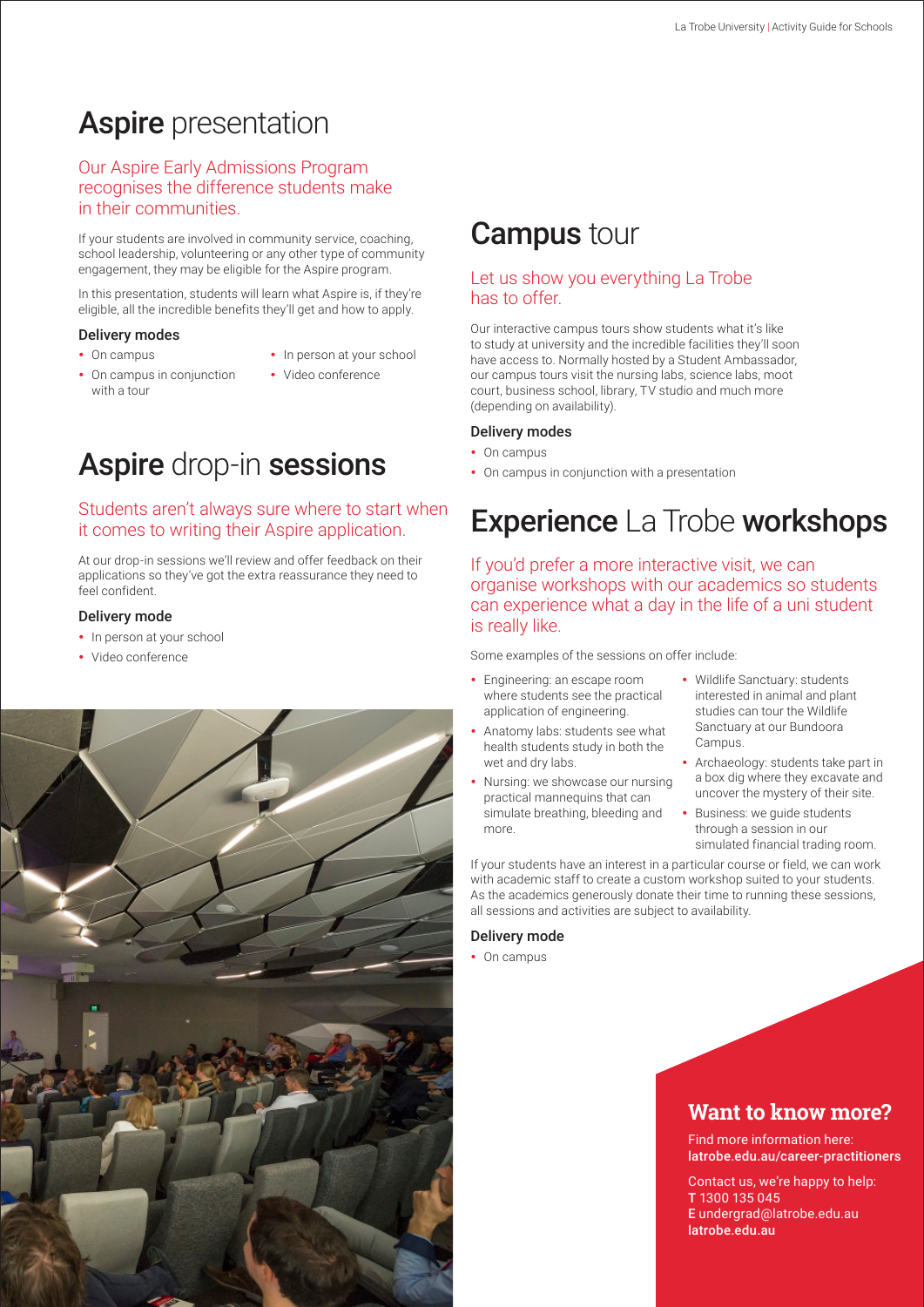# **Aspire** presentation

## Our Aspire Early Admissions Program recognises the difference students make in their communities.

If your students are involved in community service, coaching, school leadership, volunteering or any other type of community engagement, they may be eligible for the Aspire program.

In this presentation, students will learn what Aspire is, if they're eligible, all the incredible benefits they'll get and how to apply.

### Delivery modes

- On campus
- On campus in conjunction with a tour
- In person at your school
- Video conference

# **Aspire** drop-in **sessions**

## Students aren't always sure where to start when it comes to writing their Aspire application.

At our drop-in sessions we'll review and offer feedback on their applications so they've got the extra reassurance they need to feel confident.

### Delivery mode

- In person at your school
- Video conference

# **Campus** tour

## Let us show you everything La Trobe has to offer.

Our interactive campus tours show students what it's like to study at university and the incredible facilities they'll soon have access to. Normally hosted by a Student Ambassador, our campus tours visit the nursing labs, science labs, moot court, business school, library, TV studio and much more (depending on availability).

### Delivery modes

- On campus
- On campus in conjunction with a presentation

# **Experience** La Trobe **workshops**

## If you'd prefer a more interactive visit, we can organise workshops with our academics so students can experience what a day in the life of a uni student is really like.

Some examples of the sessions on offer include:

- Engineering: an escape room where students see the practical application of engineering.
- Anatomy labs: students see what health students study in both the wet and dry labs.
- Nursing: we showcase our nursing practical mannequins that can simulate breathing, bleeding and more.
- Wildlife Sanctuary: students interested in animal and plant studies can tour the Wildlife Sanctuary at our Bundoora Campus.
- Archaeology: students take part in a box dig where they excavate and uncover the mystery of their site.
- Business: we guide students through a session in our simulated financial trading room.

If your students have an interest in a particular course or field, we can work with academic staff to create a custom workshop suited to your students. As the academics generously donate their time to running these sessions, all sessions and activities are subject to availability.

### Delivery mode

- On campus

## Want to know more?

Find more information here:
**latrobe.edu.au/career-practitioners**

Contact us, we're happy to help:
**T** 1300 135 045
**E** undergrad@latrobe.edu.au
**latrobe.edu.au**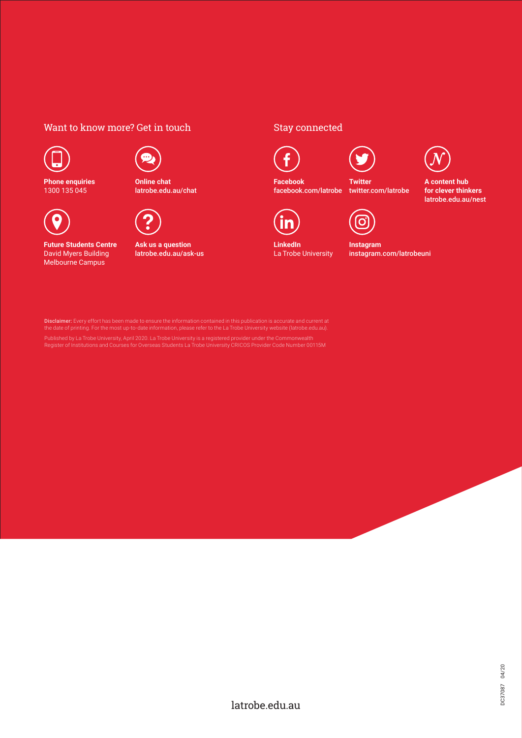## Want to know more? Get in touch

**Phone enquiries**
1300 135 045

**Online chat**
latrobe.edu.au/chat

**Future Students Centre**
David Myers Building
Melbourne Campus

**Ask us a question**
latrobe.edu.au/ask-us

## Stay connected

**Facebook**
facebook.com/latrobe

**Twitter**
twitter.com/latrobe

**A content hub for clever thinkers**
latrobe.edu.au/nest

**LinkedIn**
La Trobe University

**Instagram**
instagram.com/latrobeuni

**Disclaimer:** Every effort has been made to ensure the information contained in this publication is accurate and current at the date of printing. For the most up-to-date information, please refer to the La Trobe University website (latrobe.edu.au).

Published by La Trobe University, April 2020. La Trobe University is a registered provider under the Commonwealth Register of Institutions and Courses for Overseas Students La Trobe University CRICOS Provider Code Number 00115M

latrobe.edu.au

DC37087 04/20